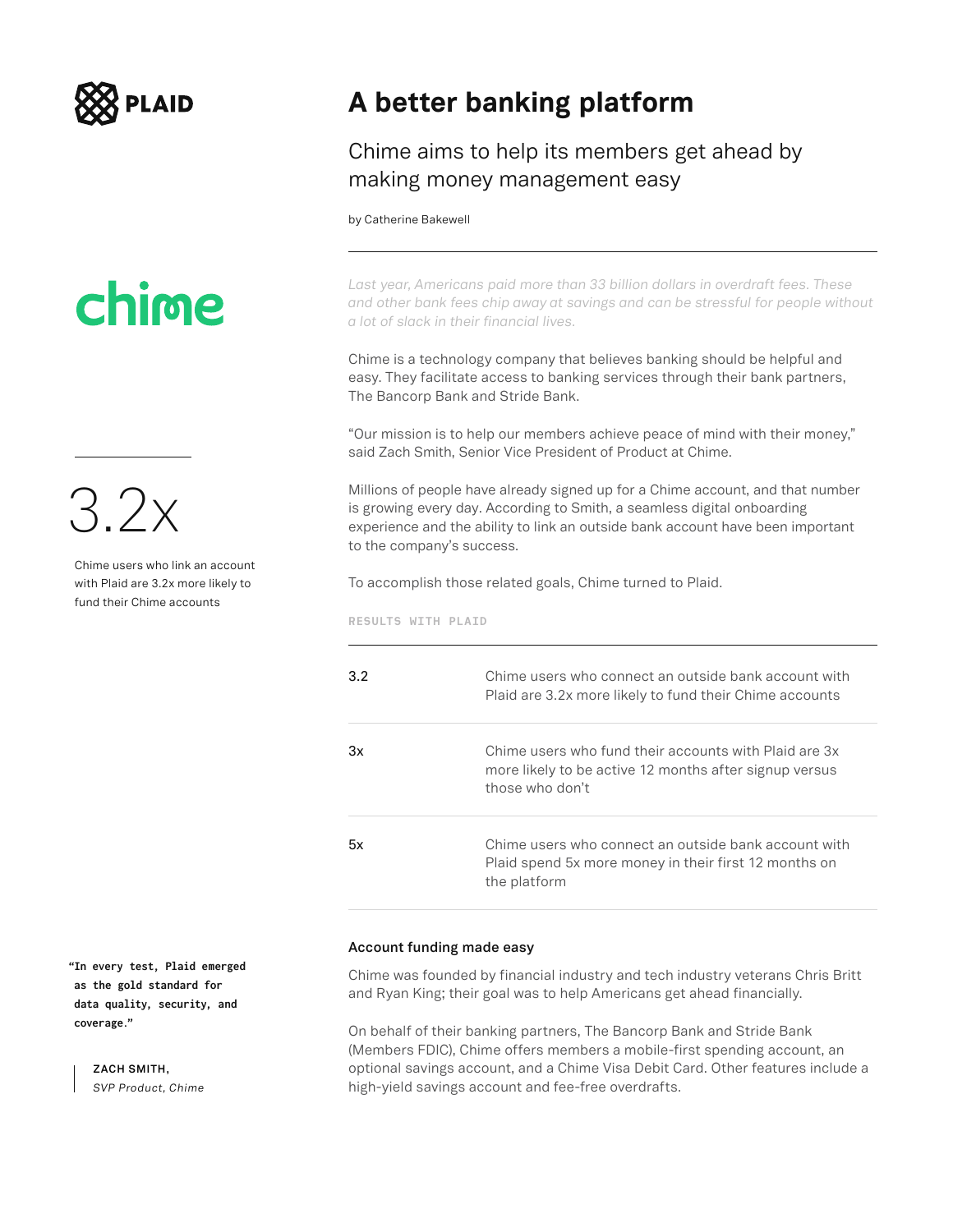PLAID

# A better banking platform

## Chime aims to help its members get ahead by making money management easy

by Catherine Bakewell

chime

3.2x

Chime users who link an account with Plaid are 3.2x more likely to fund their Chime accounts

*Last year, Americans paid more than 33 billion dollars in overdraft fees. These and other bank fees chip away at savings and can be stressful for people without a lot of slack in their financial lives.*

Chime is a technology company that believes banking should be helpful and easy. They facilitate access to banking services through their bank partners, The Bancorp Bank and Stride Bank.

“Our mission is to help our members achieve peace of mind with their money,” said Zach Smith, Senior Vice President of Product at Chime.

Millions of people have already signed up for a Chime account, and that number is growing every day. According to Smith, a seamless digital onboarding experience and the ability to link an outside bank account have been important to the company’s success.

To accomplish those related goals, Chime turned to Plaid.

**RESULTS WITH PLAID**

| | |
|---|---|
| 3.2 | Chime users who connect an outside bank account with Plaid are 3.2x more likely to fund their Chime accounts |
| 3x | Chime users who fund their accounts with Plaid are 3x more likely to be active 12 months after signup versus those who don’t |
| 5x | Chime users who connect an outside bank account with Plaid spend 5x more money in their first 12 months on the platform |

### Account funding made easy

Chime was founded by financial industry and tech industry veterans Chris Britt and Ryan King; their goal was to help Americans get ahead financially.

On behalf of their banking partners, The Bancorp Bank and Stride Bank (Members FDIC), Chime offers members a mobile-first spending account, an optional savings account, and a Chime Visa Debit Card. Other features include a high-yield savings account and fee-free overdrafts.

> **“In every test, Plaid emerged as the gold standard for data quality, security, and coverage.”**
>
> **ZACH SMITH,**
> *SVP Product, Chime*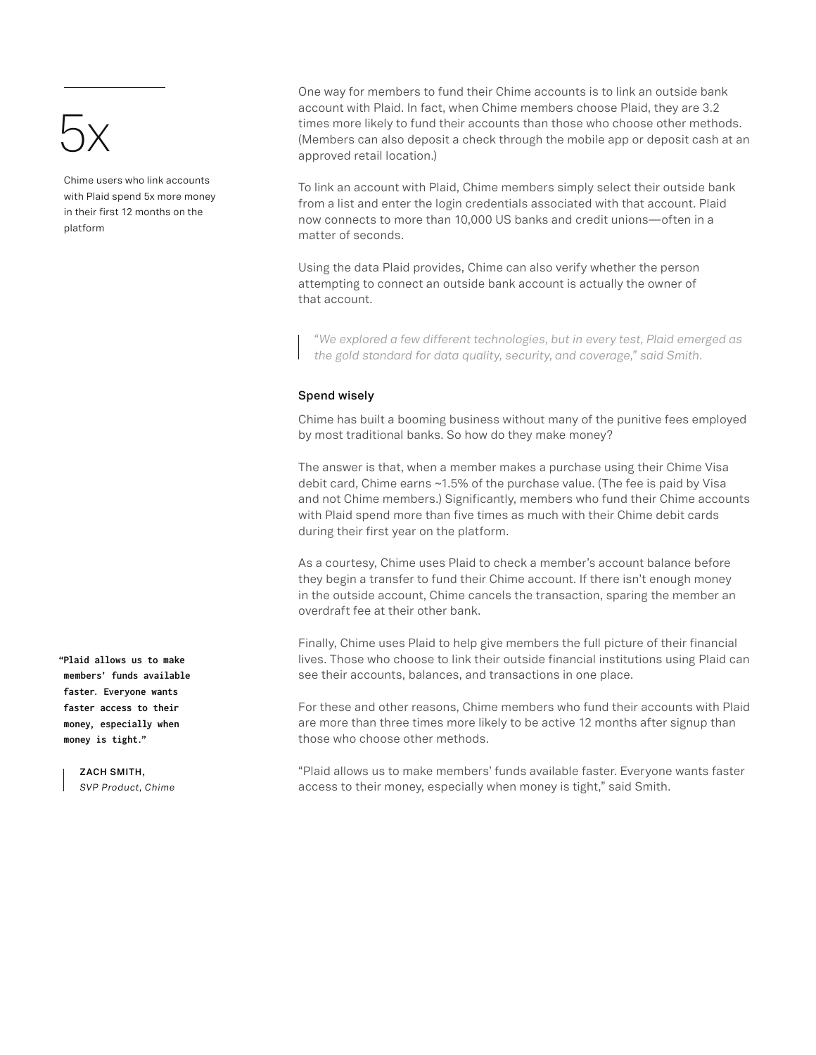5x

Chime users who link accounts with Plaid spend 5x more money in their first 12 months on the platform

One way for members to fund their Chime accounts is to link an outside bank account with Plaid. In fact, when Chime members choose Plaid, they are 3.2 times more likely to fund their accounts than those who choose other methods. (Members can also deposit a check through the mobile app or deposit cash at an approved retail location.)

To link an account with Plaid, Chime members simply select their outside bank from a list and enter the login credentials associated with that account. Plaid now connects to more than 10,000 US banks and credit unions—often in a matter of seconds.

Using the data Plaid provides, Chime can also verify whether the person attempting to connect an outside bank account is actually the owner of that account.

> *"We explored a few different technologies, but in every test, Plaid emerged as the gold standard for data quality, security, and coverage," said Smith.*

### Spend wisely

Chime has built a booming business without many of the punitive fees employed by most traditional banks. So how do they make money?

The answer is that, when a member makes a purchase using their Chime Visa debit card, Chime earns ~1.5% of the purchase value. (The fee is paid by Visa and not Chime members.) Significantly, members who fund their Chime accounts with Plaid spend more than five times as much with their Chime debit cards during their first year on the platform.

As a courtesy, Chime uses Plaid to check a member's account balance before they begin a transfer to fund their Chime account. If there isn't enough money in the outside account, Chime cancels the transaction, sparing the member an overdraft fee at their other bank.

Finally, Chime uses Plaid to help give members the full picture of their financial lives. Those who choose to link their outside financial institutions using Plaid can see their accounts, balances, and transactions in one place.

For these and other reasons, Chime members who fund their accounts with Plaid are more than three times more likely to be active 12 months after signup than those who choose other methods.

"Plaid allows us to make members' funds available faster. Everyone wants faster access to their money, especially when money is tight," said Smith.

> **"Plaid allows us to make members' funds available faster. Everyone wants faster access to their money, especially when money is tight."**
>
> ZACH SMITH,
> *SVP Product, Chime*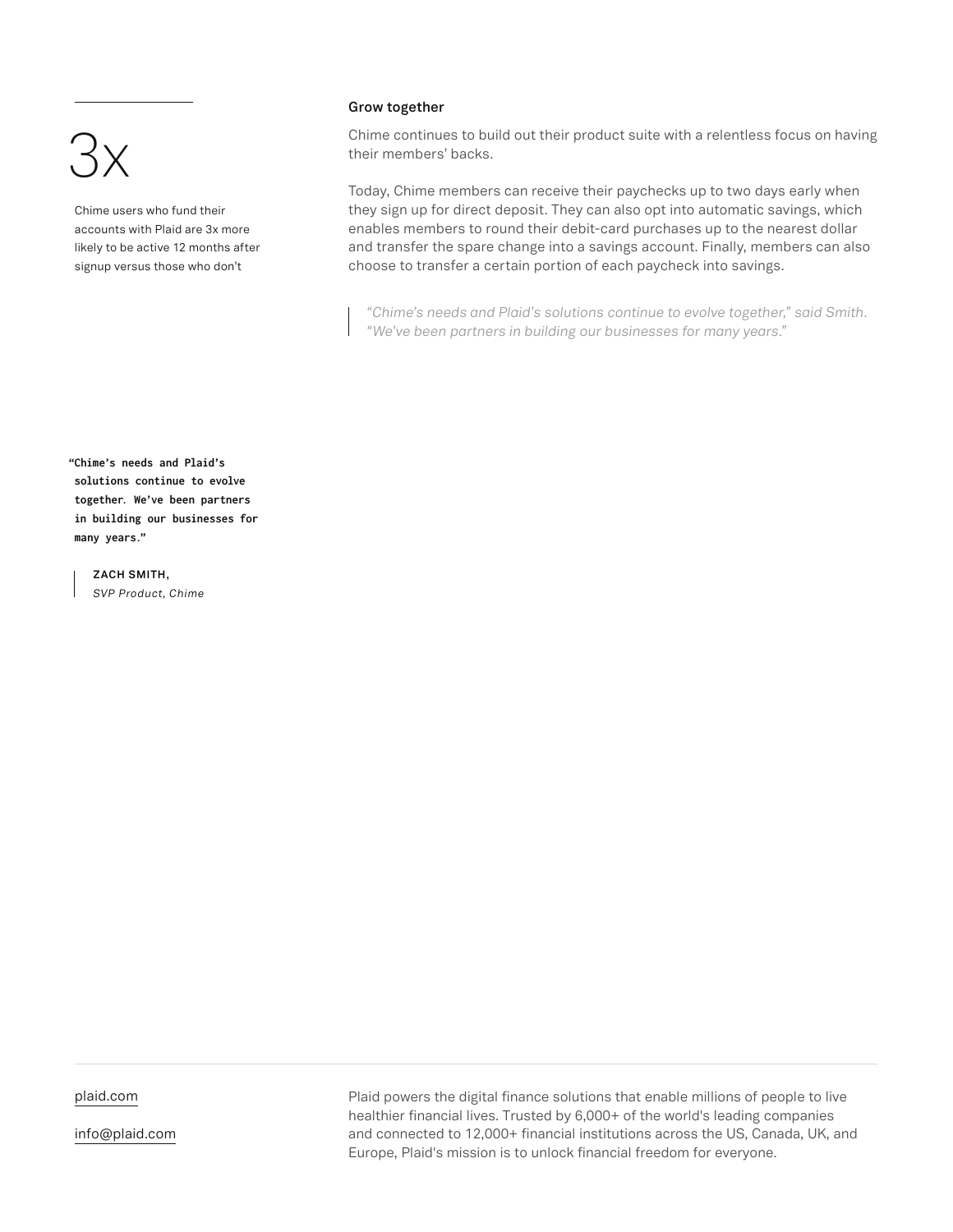3x

Chime users who fund their accounts with Plaid are 3x more likely to be active 12 months after signup versus those who don't

### Grow together

Chime continues to build out their product suite with a relentless focus on having their members' backs.

Today, Chime members can receive their paychecks up to two days early when they sign up for direct deposit. They can also opt into automatic savings, which enables members to round their debit-card purchases up to the nearest dollar and transfer the spare change into a savings account. Finally, members can also choose to transfer a certain portion of each paycheck into savings.

> *"Chime's needs and Plaid's solutions continue to evolve together," said Smith. "We've been partners in building our businesses for many years."*

**"Chime's needs and Plaid's solutions continue to evolve together. We've been partners in building our businesses for many years."**

> **ZACH SMITH,**
> *SVP Product, Chime*

plaid.com

info@plaid.com

Plaid powers the digital finance solutions that enable millions of people to live healthier financial lives. Trusted by 6,000+ of the world's leading companies and connected to 12,000+ financial institutions across the US, Canada, UK, and Europe, Plaid's mission is to unlock financial freedom for everyone.